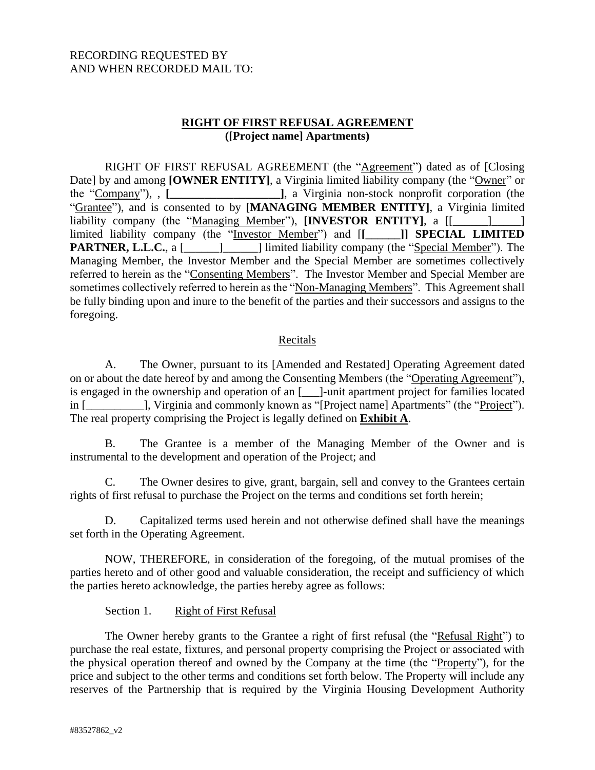RECORDING REQUESTED BY
AND WHEN RECORDED MAIL TO:

**RIGHT OF FIRST REFUSAL AGREEMENT**
**([Project name] Apartments)**

RIGHT OF FIRST REFUSAL AGREEMENT (the "Agreement") dated as of [Closing Date] by and among **[OWNER ENTITY]**, a Virginia limited liability company (the "Owner" or the "Company"), , **[___________________]**, a Virginia non-stock nonprofit corporation (the "Grantee"), and is consented to by **[MANAGING MEMBER ENTITY]**, a Virginia limited liability company (the "Managing Member"), **[INVESTOR ENTITY]**, a [[______]_____] limited liability company (the "Investor Member") and [**[______]] SPECIAL LIMITED PARTNER, L.L.C.**, a [______]______] limited liability company (the "Special Member"). The Managing Member, the Investor Member and the Special Member are sometimes collectively referred to herein as the "Consenting Members". The Investor Member and Special Member are sometimes collectively referred to herein as the "Non-Managing Members". This Agreement shall be fully binding upon and inure to the benefit of the parties and their successors and assigns to the foregoing.

Recitals

A. The Owner, pursuant to its [Amended and Restated] Operating Agreement dated on or about the date hereof by and among the Consenting Members (the "Operating Agreement"), is engaged in the ownership and operation of an [___]-unit apartment project for families located in [__________], Virginia and commonly known as "[Project name] Apartments" (the "Project"). The real property comprising the Project is legally defined on **Exhibit A**.

B. The Grantee is a member of the Managing Member of the Owner and is instrumental to the development and operation of the Project; and

C. The Owner desires to give, grant, bargain, sell and convey to the Grantees certain rights of first refusal to purchase the Project on the terms and conditions set forth herein;

D. Capitalized terms used herein and not otherwise defined shall have the meanings set forth in the Operating Agreement.

NOW, THEREFORE, in consideration of the foregoing, of the mutual promises of the parties hereto and of other good and valuable consideration, the receipt and sufficiency of which the parties hereto acknowledge, the parties hereby agree as follows:

Section 1. Right of First Refusal

The Owner hereby grants to the Grantee a right of first refusal (the "Refusal Right") to purchase the real estate, fixtures, and personal property comprising the Project or associated with the physical operation thereof and owned by the Company at the time (the "Property"), for the price and subject to the other terms and conditions set forth below. The Property will include any reserves of the Partnership that is required by the Virginia Housing Development Authority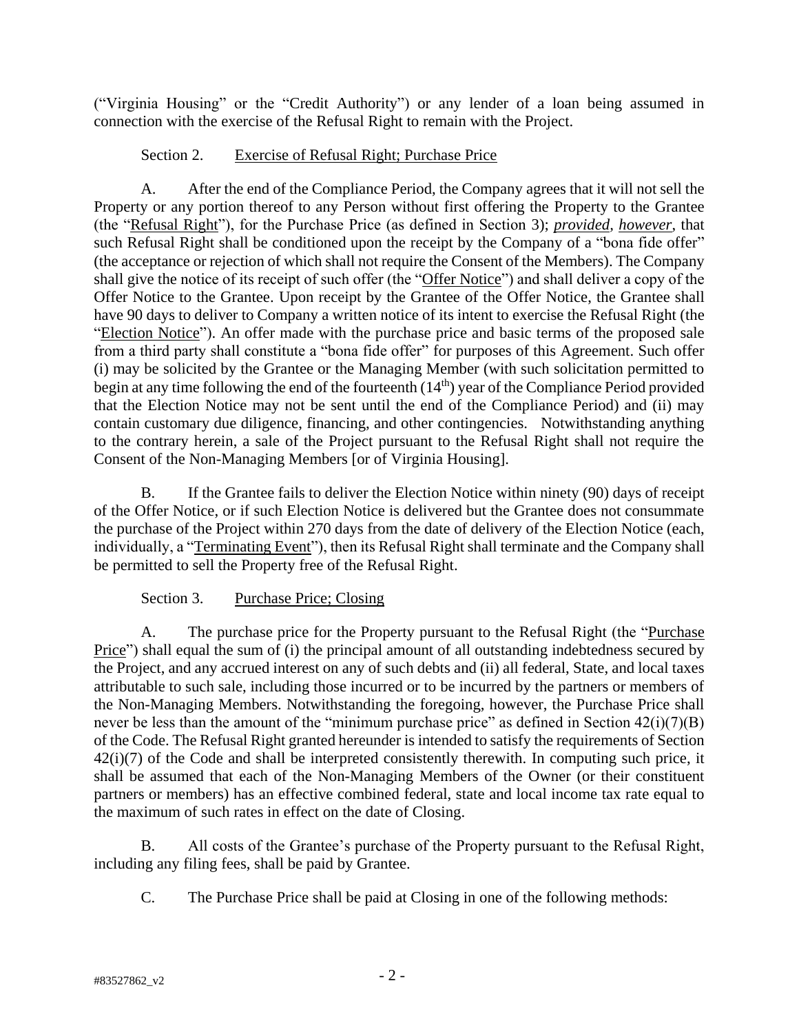("Virginia Housing" or the "Credit Authority") or any lender of a loan being assumed in connection with the exercise of the Refusal Right to remain with the Project.

Section 2. Exercise of Refusal Right; Purchase Price

A. After the end of the Compliance Period, the Company agrees that it will not sell the Property or any portion thereof to any Person without first offering the Property to the Grantee (the "Refusal Right"), for the Purchase Price (as defined in Section 3); ***provided, however***, that such Refusal Right shall be conditioned upon the receipt by the Company of a "bona fide offer" (the acceptance or rejection of which shall not require the Consent of the Members). The Company shall give the notice of its receipt of such offer (the "Offer Notice") and shall deliver a copy of the Offer Notice to the Grantee. Upon receipt by the Grantee of the Offer Notice, the Grantee shall have 90 days to deliver to Company a written notice of its intent to exercise the Refusal Right (the "Election Notice"). An offer made with the purchase price and basic terms of the proposed sale from a third party shall constitute a "bona fide offer" for purposes of this Agreement. Such offer (i) may be solicited by the Grantee or the Managing Member (with such solicitation permitted to begin at any time following the end of the fourteenth (14th) year of the Compliance Period provided that the Election Notice may not be sent until the end of the Compliance Period) and (ii) may contain customary due diligence, financing, and other contingencies. Notwithstanding anything to the contrary herein, a sale of the Project pursuant to the Refusal Right shall not require the Consent of the Non-Managing Members [or of Virginia Housing].

B. If the Grantee fails to deliver the Election Notice within ninety (90) days of receipt of the Offer Notice, or if such Election Notice is delivered but the Grantee does not consummate the purchase of the Project within 270 days from the date of delivery of the Election Notice (each, individually, a "Terminating Event"), then its Refusal Right shall terminate and the Company shall be permitted to sell the Property free of the Refusal Right.

Section 3. Purchase Price; Closing

A. The purchase price for the Property pursuant to the Refusal Right (the "Purchase Price") shall equal the sum of (i) the principal amount of all outstanding indebtedness secured by the Project, and any accrued interest on any of such debts and (ii) all federal, State, and local taxes attributable to such sale, including those incurred or to be incurred by the partners or members of the Non-Managing Members. Notwithstanding the foregoing, however, the Purchase Price shall never be less than the amount of the "minimum purchase price" as defined in Section 42(i)(7)(B) of the Code. The Refusal Right granted hereunder is intended to satisfy the requirements of Section 42(i)(7) of the Code and shall be interpreted consistently therewith. In computing such price, it shall be assumed that each of the Non-Managing Members of the Owner (or their constituent partners or members) has an effective combined federal, state and local income tax rate equal to the maximum of such rates in effect on the date of Closing.

B. All costs of the Grantee's purchase of the Property pursuant to the Refusal Right, including any filing fees, shall be paid by Grantee.

C. The Purchase Price shall be paid at Closing in one of the following methods: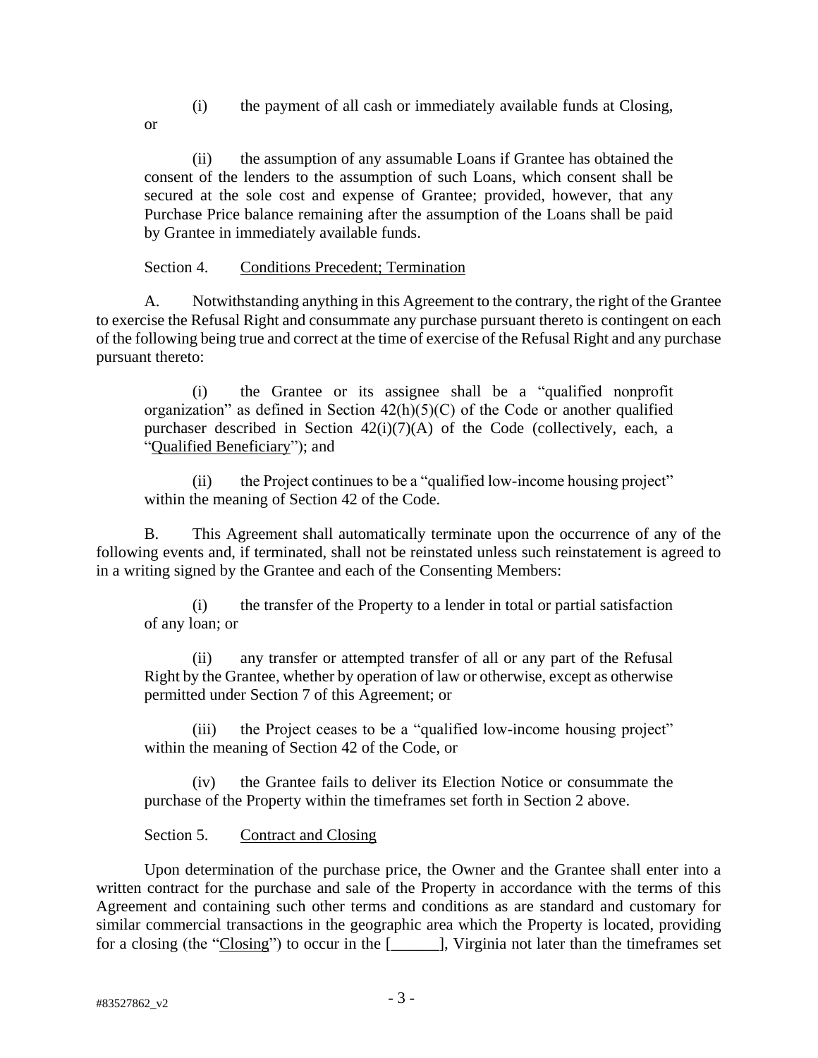(i) the payment of all cash or immediately available funds at Closing, or

(ii) the assumption of any assumable Loans if Grantee has obtained the consent of the lenders to the assumption of such Loans, which consent shall be secured at the sole cost and expense of Grantee; provided, however, that any Purchase Price balance remaining after the assumption of the Loans shall be paid by Grantee in immediately available funds.

Section 4. Conditions Precedent; Termination

A. Notwithstanding anything in this Agreement to the contrary, the right of the Grantee to exercise the Refusal Right and consummate any purchase pursuant thereto is contingent on each of the following being true and correct at the time of exercise of the Refusal Right and any purchase pursuant thereto:

(i) the Grantee or its assignee shall be a "qualified nonprofit organization" as defined in Section 42(h)(5)(C) of the Code or another qualified purchaser described in Section 42(i)(7)(A) of the Code (collectively, each, a "Qualified Beneficiary"); and

(ii) the Project continues to be a "qualified low-income housing project" within the meaning of Section 42 of the Code.

B. This Agreement shall automatically terminate upon the occurrence of any of the following events and, if terminated, shall not be reinstated unless such reinstatement is agreed to in a writing signed by the Grantee and each of the Consenting Members:

(i) the transfer of the Property to a lender in total or partial satisfaction of any loan; or

(ii) any transfer or attempted transfer of all or any part of the Refusal Right by the Grantee, whether by operation of law or otherwise, except as otherwise permitted under Section 7 of this Agreement; or

(iii) the Project ceases to be a "qualified low-income housing project" within the meaning of Section 42 of the Code, or

(iv) the Grantee fails to deliver its Election Notice or consummate the purchase of the Property within the timeframes set forth in Section 2 above.

Section 5. Contract and Closing

Upon determination of the purchase price, the Owner and the Grantee shall enter into a written contract for the purchase and sale of the Property in accordance with the terms of this Agreement and containing such other terms and conditions as are standard and customary for similar commercial transactions in the geographic area which the Property is located, providing for a closing (the "Closing") to occur in the [______], Virginia not later than the timeframes set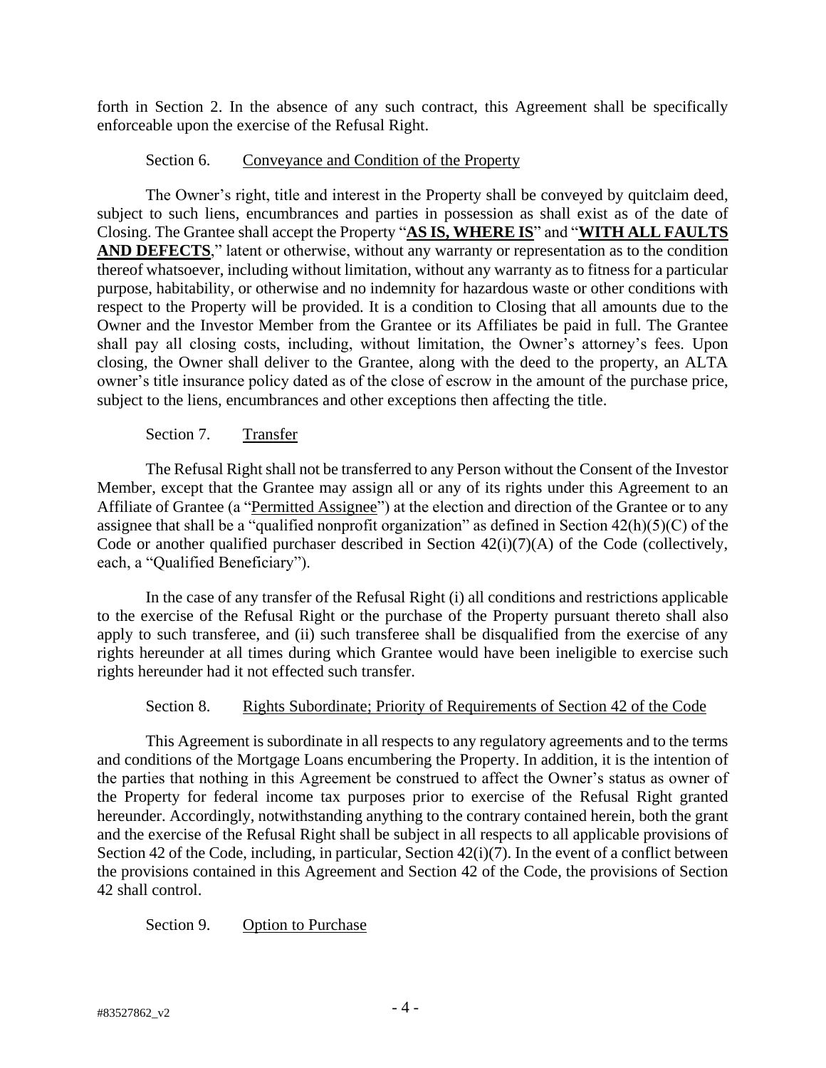forth in Section 2. In the absence of any such contract, this Agreement shall be specifically enforceable upon the exercise of the Refusal Right.

Section 6. Conveyance and Condition of the Property

The Owner's right, title and interest in the Property shall be conveyed by quitclaim deed, subject to such liens, encumbrances and parties in possession as shall exist as of the date of Closing. The Grantee shall accept the Property "**AS IS, WHERE IS**" and "**WITH ALL FAULTS AND DEFECTS**," latent or otherwise, without any warranty or representation as to the condition thereof whatsoever, including without limitation, without any warranty as to fitness for a particular purpose, habitability, or otherwise and no indemnity for hazardous waste or other conditions with respect to the Property will be provided. It is a condition to Closing that all amounts due to the Owner and the Investor Member from the Grantee or its Affiliates be paid in full. The Grantee shall pay all closing costs, including, without limitation, the Owner's attorney's fees. Upon closing, the Owner shall deliver to the Grantee, along with the deed to the property, an ALTA owner's title insurance policy dated as of the close of escrow in the amount of the purchase price, subject to the liens, encumbrances and other exceptions then affecting the title.

Section 7. Transfer

The Refusal Right shall not be transferred to any Person without the Consent of the Investor Member, except that the Grantee may assign all or any of its rights under this Agreement to an Affiliate of Grantee (a "Permitted Assignee") at the election and direction of the Grantee or to any assignee that shall be a "qualified nonprofit organization" as defined in Section 42(h)(5)(C) of the Code or another qualified purchaser described in Section 42(i)(7)(A) of the Code (collectively, each, a "Qualified Beneficiary").

In the case of any transfer of the Refusal Right (i) all conditions and restrictions applicable to the exercise of the Refusal Right or the purchase of the Property pursuant thereto shall also apply to such transferee, and (ii) such transferee shall be disqualified from the exercise of any rights hereunder at all times during which Grantee would have been ineligible to exercise such rights hereunder had it not effected such transfer.

Section 8. Rights Subordinate; Priority of Requirements of Section 42 of the Code

This Agreement is subordinate in all respects to any regulatory agreements and to the terms and conditions of the Mortgage Loans encumbering the Property. In addition, it is the intention of the parties that nothing in this Agreement be construed to affect the Owner's status as owner of the Property for federal income tax purposes prior to exercise of the Refusal Right granted hereunder. Accordingly, notwithstanding anything to the contrary contained herein, both the grant and the exercise of the Refusal Right shall be subject in all respects to all applicable provisions of Section 42 of the Code, including, in particular, Section 42(i)(7). In the event of a conflict between the provisions contained in this Agreement and Section 42 of the Code, the provisions of Section 42 shall control.

Section 9. Option to Purchase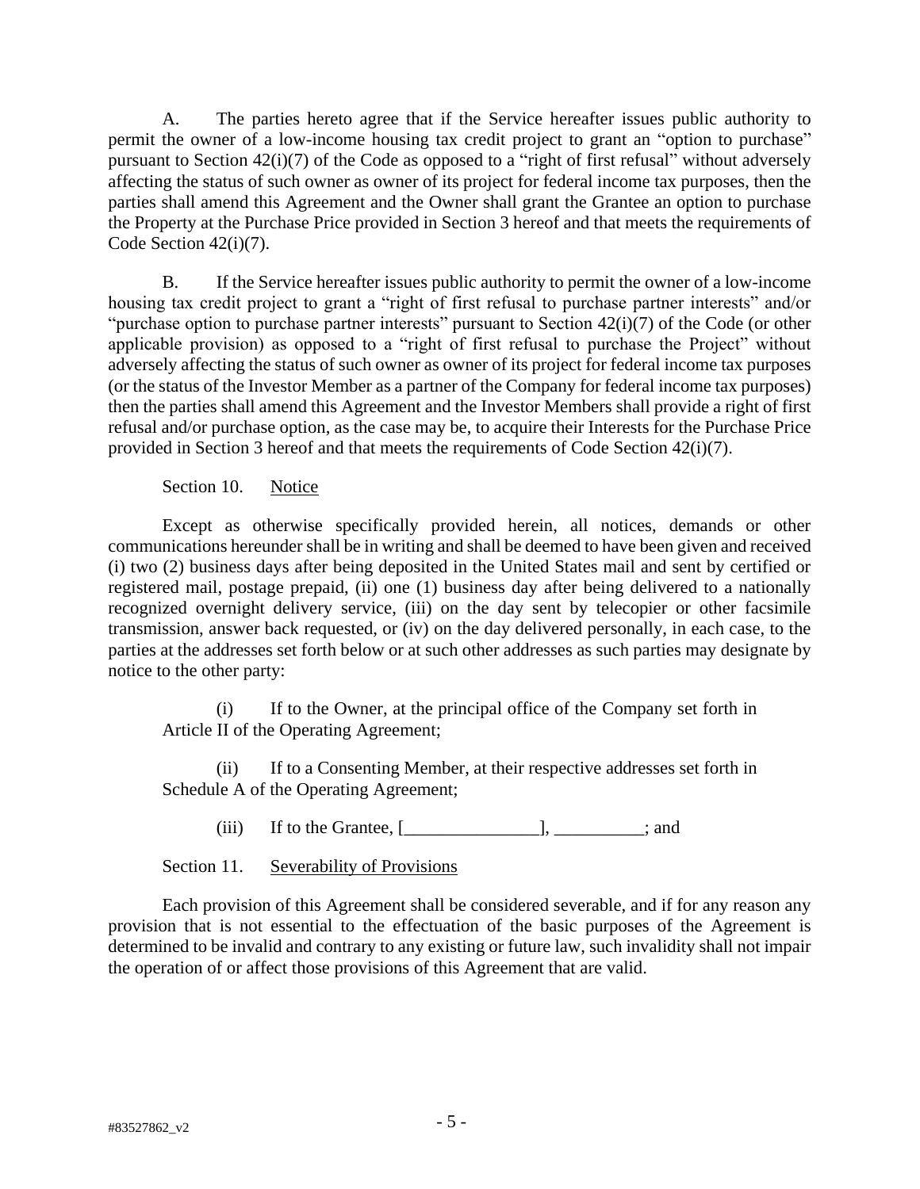A. The parties hereto agree that if the Service hereafter issues public authority to permit the owner of a low-income housing tax credit project to grant an "option to purchase" pursuant to Section 42(i)(7) of the Code as opposed to a "right of first refusal" without adversely affecting the status of such owner as owner of its project for federal income tax purposes, then the parties shall amend this Agreement and the Owner shall grant the Grantee an option to purchase the Property at the Purchase Price provided in Section 3 hereof and that meets the requirements of Code Section 42(i)(7).

B. If the Service hereafter issues public authority to permit the owner of a low-income housing tax credit project to grant a "right of first refusal to purchase partner interests" and/or "purchase option to purchase partner interests" pursuant to Section 42(i)(7) of the Code (or other applicable provision) as opposed to a "right of first refusal to purchase the Project" without adversely affecting the status of such owner as owner of its project for federal income tax purposes (or the status of the Investor Member as a partner of the Company for federal income tax purposes) then the parties shall amend this Agreement and the Investor Members shall provide a right of first refusal and/or purchase option, as the case may be, to acquire their Interests for the Purchase Price provided in Section 3 hereof and that meets the requirements of Code Section 42(i)(7).

Section 10. Notice

Except as otherwise specifically provided herein, all notices, demands or other communications hereunder shall be in writing and shall be deemed to have been given and received (i) two (2) business days after being deposited in the United States mail and sent by certified or registered mail, postage prepaid, (ii) one (1) business day after being delivered to a nationally recognized overnight delivery service, (iii) on the day sent by telecopier or other facsimile transmission, answer back requested, or (iv) on the day delivered personally, in each case, to the parties at the addresses set forth below or at such other addresses as such parties may designate by notice to the other party:

(i) If to the Owner, at the principal office of the Company set forth in Article II of the Operating Agreement;

(ii) If to a Consenting Member, at their respective addresses set forth in Schedule A of the Operating Agreement;

(iii) If to the Grantee, [_______________], __________; and

Section 11. Severability of Provisions

Each provision of this Agreement shall be considered severable, and if for any reason any provision that is not essential to the effectuation of the basic purposes of the Agreement is determined to be invalid and contrary to any existing or future law, such invalidity shall not impair the operation of or affect those provisions of this Agreement that are valid.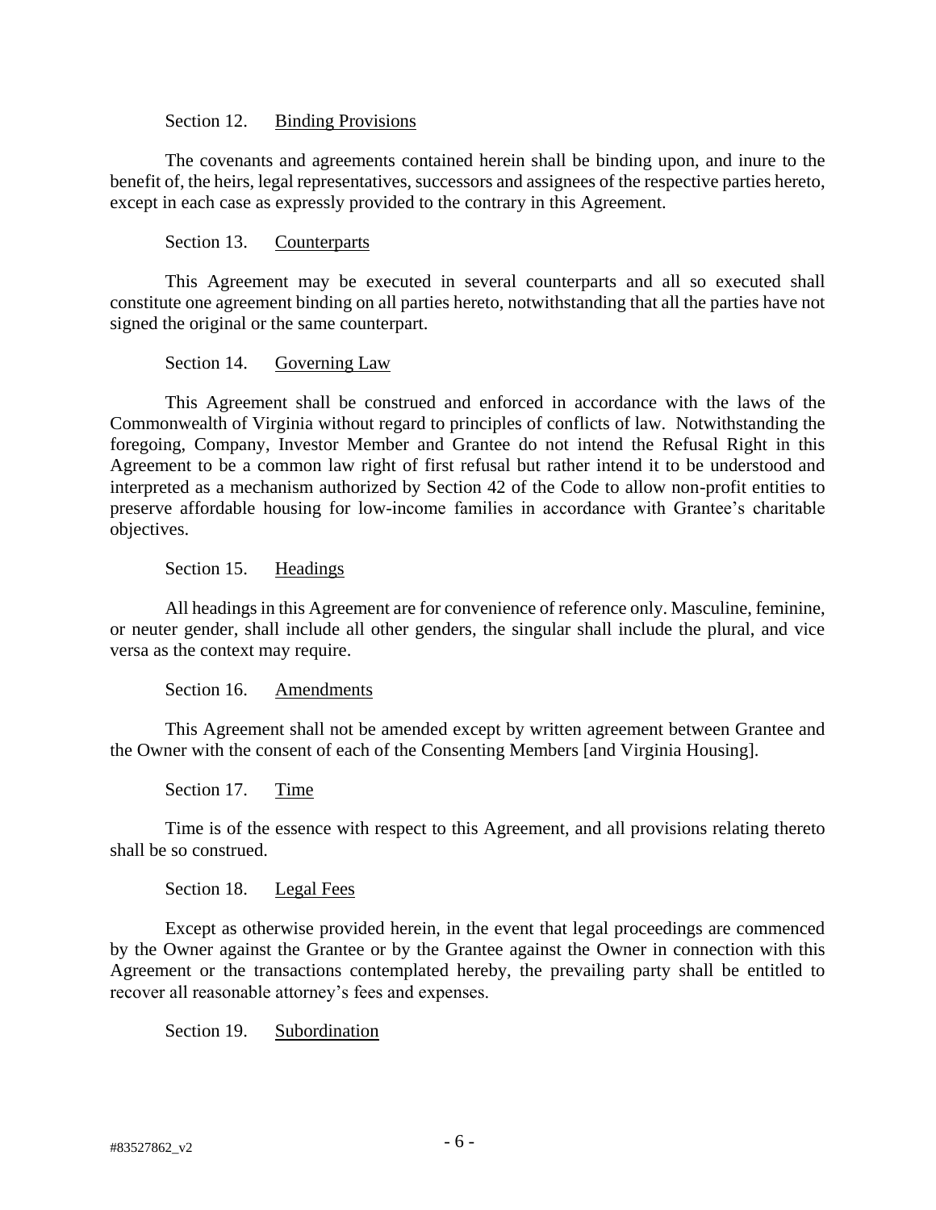Section 12. Binding Provisions

The covenants and agreements contained herein shall be binding upon, and inure to the benefit of, the heirs, legal representatives, successors and assignees of the respective parties hereto, except in each case as expressly provided to the contrary in this Agreement.

Section 13. Counterparts

This Agreement may be executed in several counterparts and all so executed shall constitute one agreement binding on all parties hereto, notwithstanding that all the parties have not signed the original or the same counterpart.

Section 14. Governing Law

This Agreement shall be construed and enforced in accordance with the laws of the Commonwealth of Virginia without regard to principles of conflicts of law. Notwithstanding the foregoing, Company, Investor Member and Grantee do not intend the Refusal Right in this Agreement to be a common law right of first refusal but rather intend it to be understood and interpreted as a mechanism authorized by Section 42 of the Code to allow non-profit entities to preserve affordable housing for low-income families in accordance with Grantee's charitable objectives.

Section 15. Headings

All headings in this Agreement are for convenience of reference only. Masculine, feminine, or neuter gender, shall include all other genders, the singular shall include the plural, and vice versa as the context may require.

Section 16. Amendments

This Agreement shall not be amended except by written agreement between Grantee and the Owner with the consent of each of the Consenting Members [and Virginia Housing].

Section 17. Time

Time is of the essence with respect to this Agreement, and all provisions relating thereto shall be so construed.

Section 18. Legal Fees

Except as otherwise provided herein, in the event that legal proceedings are commenced by the Owner against the Grantee or by the Grantee against the Owner in connection with this Agreement or the transactions contemplated hereby, the prevailing party shall be entitled to recover all reasonable attorney's fees and expenses.

Section 19. Subordination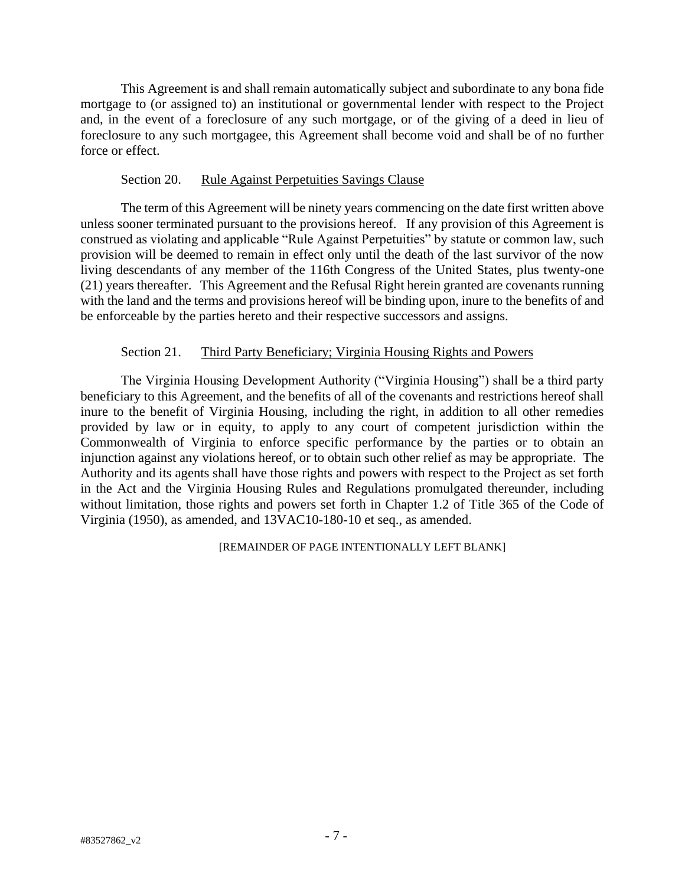This Agreement is and shall remain automatically subject and subordinate to any bona fide mortgage to (or assigned to) an institutional or governmental lender with respect to the Project and, in the event of a foreclosure of any such mortgage, or of the giving of a deed in lieu of foreclosure to any such mortgagee, this Agreement shall become void and shall be of no further force or effect.

Section 20. Rule Against Perpetuities Savings Clause

The term of this Agreement will be ninety years commencing on the date first written above unless sooner terminated pursuant to the provisions hereof. If any provision of this Agreement is construed as violating and applicable "Rule Against Perpetuities" by statute or common law, such provision will be deemed to remain in effect only until the death of the last survivor of the now living descendants of any member of the 116th Congress of the United States, plus twenty-one (21) years thereafter. This Agreement and the Refusal Right herein granted are covenants running with the land and the terms and provisions hereof will be binding upon, inure to the benefits of and be enforceable by the parties hereto and their respective successors and assigns.

Section 21. Third Party Beneficiary; Virginia Housing Rights and Powers

The Virginia Housing Development Authority ("Virginia Housing") shall be a third party beneficiary to this Agreement, and the benefits of all of the covenants and restrictions hereof shall inure to the benefit of Virginia Housing, including the right, in addition to all other remedies provided by law or in equity, to apply to any court of competent jurisdiction within the Commonwealth of Virginia to enforce specific performance by the parties or to obtain an injunction against any violations hereof, or to obtain such other relief as may be appropriate. The Authority and its agents shall have those rights and powers with respect to the Project as set forth in the Act and the Virginia Housing Rules and Regulations promulgated thereunder, including without limitation, those rights and powers set forth in Chapter 1.2 of Title 365 of the Code of Virginia (1950), as amended, and 13VAC10-180-10 et seq., as amended.

[REMAINDER OF PAGE INTENTIONALLY LEFT BLANK]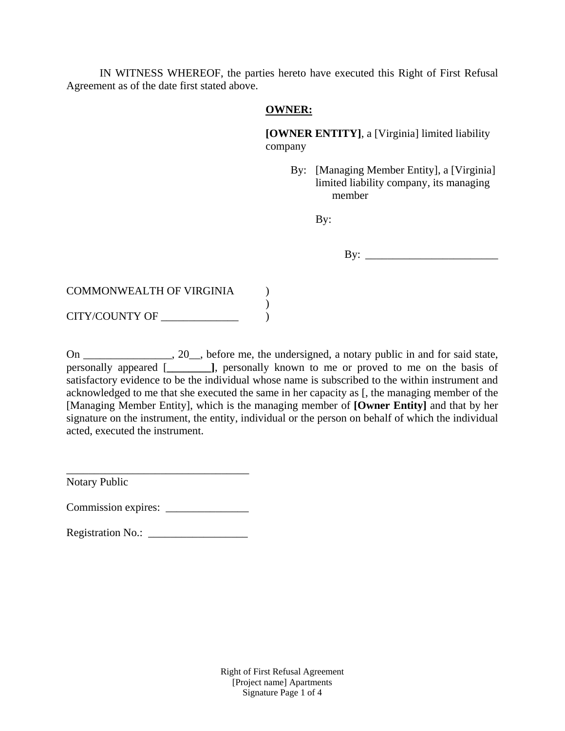IN WITNESS WHEREOF, the parties hereto have executed this Right of First Refusal Agreement as of the date first stated above.

**OWNER:**

**[OWNER ENTITY]**, a [Virginia] limited liability company

By: [Managing Member Entity], a [Virginia] limited liability company, its managing member

By:

By: ________________________

COMMONWEALTH OF VIRGINIA )
)
CITY/COUNTY OF ______________ )

On ________________, 20__, before me, the undersigned, a notary public in and for said state, personally appeared [**________]**, personally known to me or proved to me on the basis of satisfactory evidence to be the individual whose name is subscribed to the within instrument and acknowledged to me that she executed the same in her capacity as [, the managing member of the [Managing Member Entity], which is the managing member of **[Owner Entity]** and that by her signature on the instrument, the entity, individual or the person on behalf of which the individual acted, executed the instrument.

_________________________________
Notary Public

Commission expires: _______________

Registration No.: __________________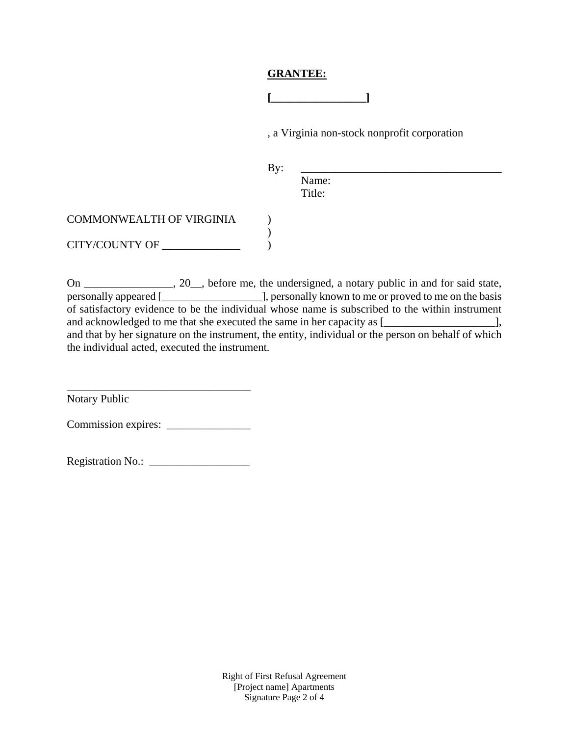**GRANTEE:**

**[________________]**

, a Virginia non-stock nonprofit corporation

By: ___________________________________
Name:
Title:

COMMONWEALTH OF VIRGINIA )
)
CITY/COUNTY OF ______________ )

On ________________, 20__, before me, the undersigned, a notary public in and for said state, personally appeared [__________________], personally known to me or proved to me on the basis of satisfactory evidence to be the individual whose name is subscribed to the within instrument and acknowledged to me that she executed the same in her capacity as [____________________], and that by her signature on the instrument, the entity, individual or the person on behalf of which the individual acted, executed the instrument.

_________________________________
Notary Public

Commission expires: _______________

Registration No.: __________________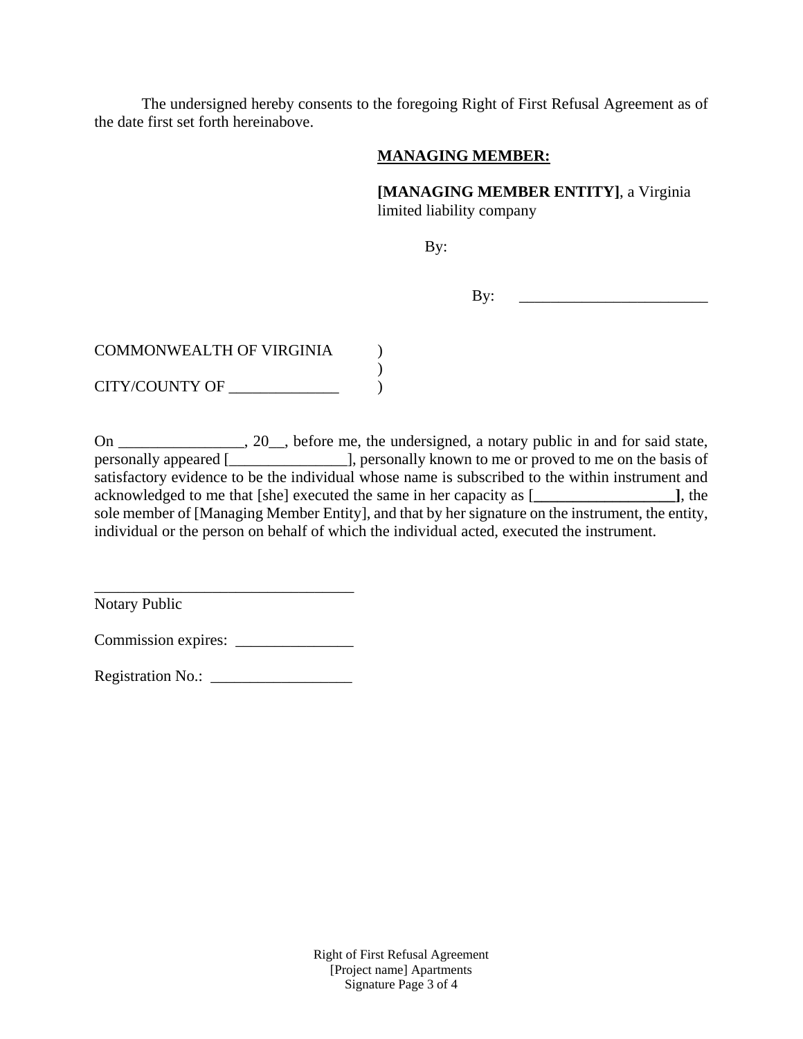The undersigned hereby consents to the foregoing Right of First Refusal Agreement as of the date first set forth hereinabove.

**MANAGING MEMBER:**

**[MANAGING MEMBER ENTITY]**, a Virginia limited liability company

By:

By: ________________________

COMMONWEALTH OF VIRGINIA )
)
CITY/COUNTY OF ______________ )

On ________________, 20__, before me, the undersigned, a notary public in and for said state, personally appeared [_______________], personally known to me or proved to me on the basis of satisfactory evidence to be the individual whose name is subscribed to the within instrument and acknowledged to me that [she] executed the same in her capacity as [**__________________]**, the sole member of [Managing Member Entity], and that by her signature on the instrument, the entity, individual or the person on behalf of which the individual acted, executed the instrument.

_________________________________
Notary Public

Commission expires: _______________

Registration No.: __________________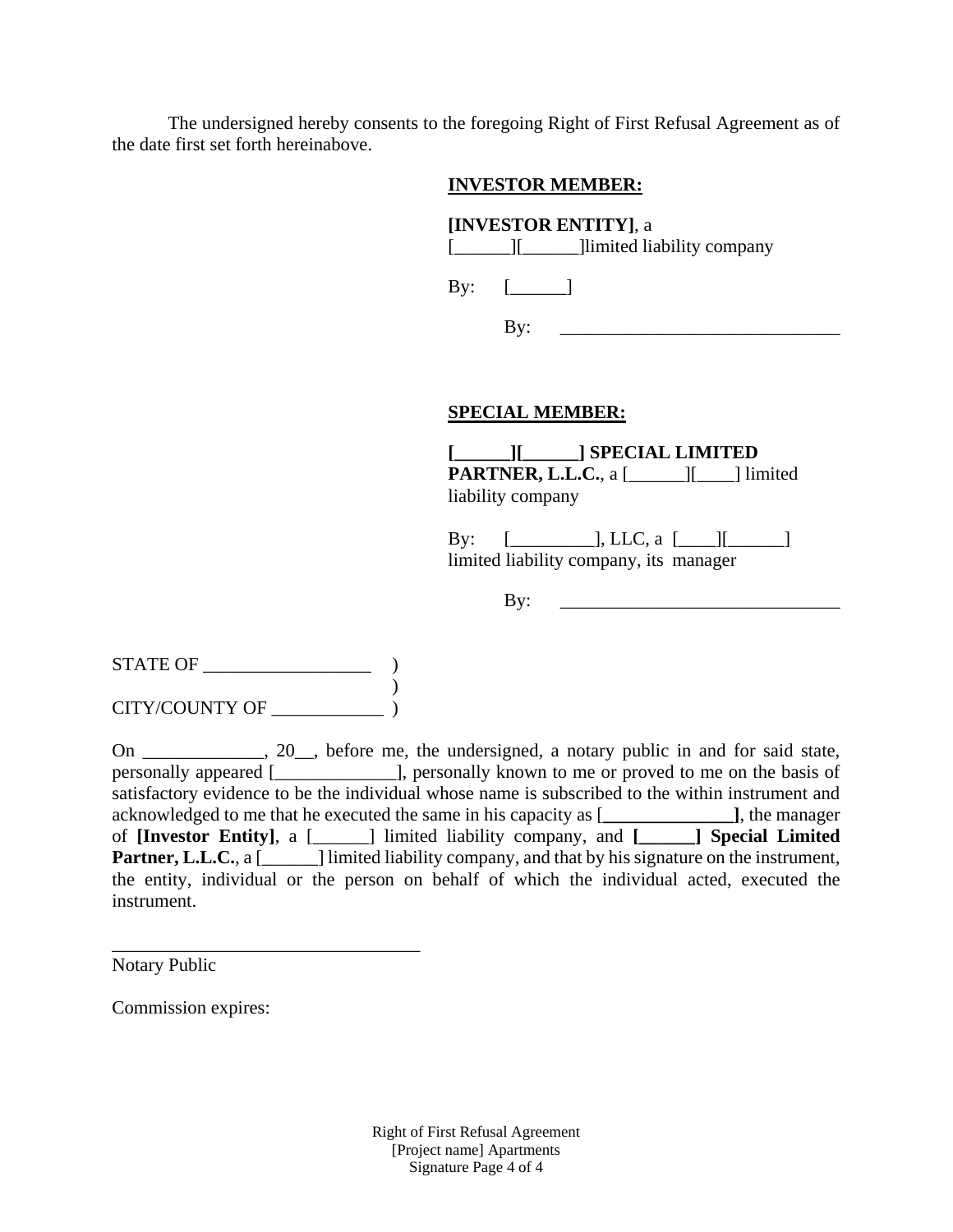The undersigned hereby consents to the foregoing Right of First Refusal Agreement as of the date first set forth hereinabove.

**INVESTOR MEMBER:**

**[INVESTOR ENTITY]**, a [______][______]limited liability company

By: [______]

By: ______________________________

**SPECIAL MEMBER:**

**[______][______] SPECIAL LIMITED PARTNER, L.L.C.**, a [______][____] limited liability company

By: [_________], LLC, a [____][______] limited liability company, its manager

By: ______________________________

STATE OF __________________ )
)
CITY/COUNTY OF ____________ )

On _____________, 20__, before me, the undersigned, a notary public in and for said state, personally appeared [_____________], personally known to me or proved to me on the basis of satisfactory evidence to be the individual whose name is subscribed to the within instrument and acknowledged to me that he executed the same in his capacity as [**______________**], the manager of **[Investor Entity]**, a [______] limited liability company, and **[______] Special Limited Partner, L.L.C.**, a [______] limited liability company, and that by his signature on the instrument, the entity, individual or the person on behalf of which the individual acted, executed the instrument.

_________________________________
Notary Public

Commission expires: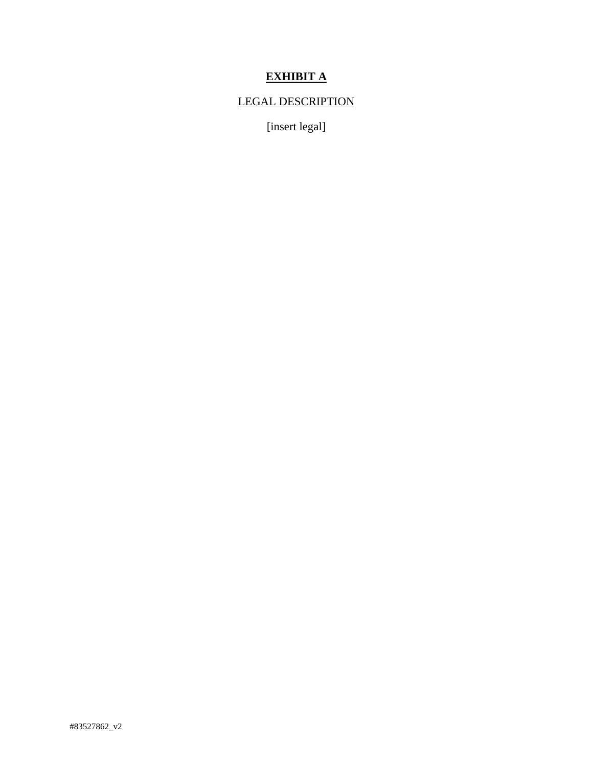# **EXHIBIT A**

LEGAL DESCRIPTION

[insert legal]

#83527862_v2